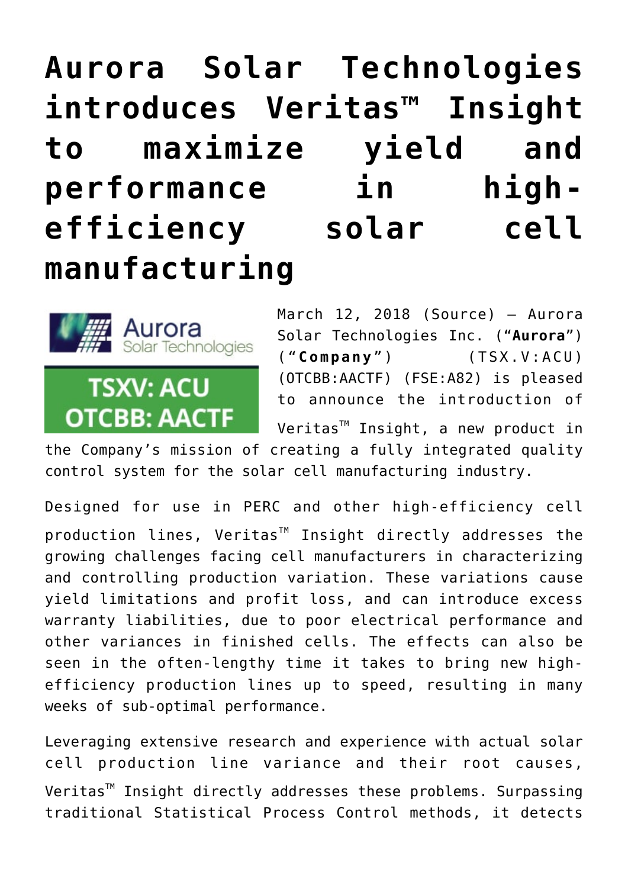# Aurora Solar Technologies introduces Veritas™ Insight to maximize yield and performance in high-efficiency solar cell manufacturing

March 12, 2018 (Source) — Aurora Solar Technologies Inc. ("**Aurora**") ("**Company**") (TSX.V:ACU) (OTCBB:AACTF) (FSE:A82) is pleased to announce the introduction of Veritas™ Insight, a new product in the Company's mission of creating a fully integrated quality control system for the solar cell manufacturing industry.

Designed for use in PERC and other high-efficiency cell production lines, Veritas™ Insight directly addresses the growing challenges facing cell manufacturers in characterizing and controlling production variation. These variations cause yield limitations and profit loss, and can introduce excess warranty liabilities, due to poor electrical performance and other variances in finished cells. The effects can also be seen in the often-lengthy time it takes to bring new high-efficiency production lines up to speed, resulting in many weeks of sub-optimal performance.

Leveraging extensive research and experience with actual solar cell production line variance and their root causes, Veritas™ Insight directly addresses these problems. Surpassing traditional Statistical Process Control methods, it detects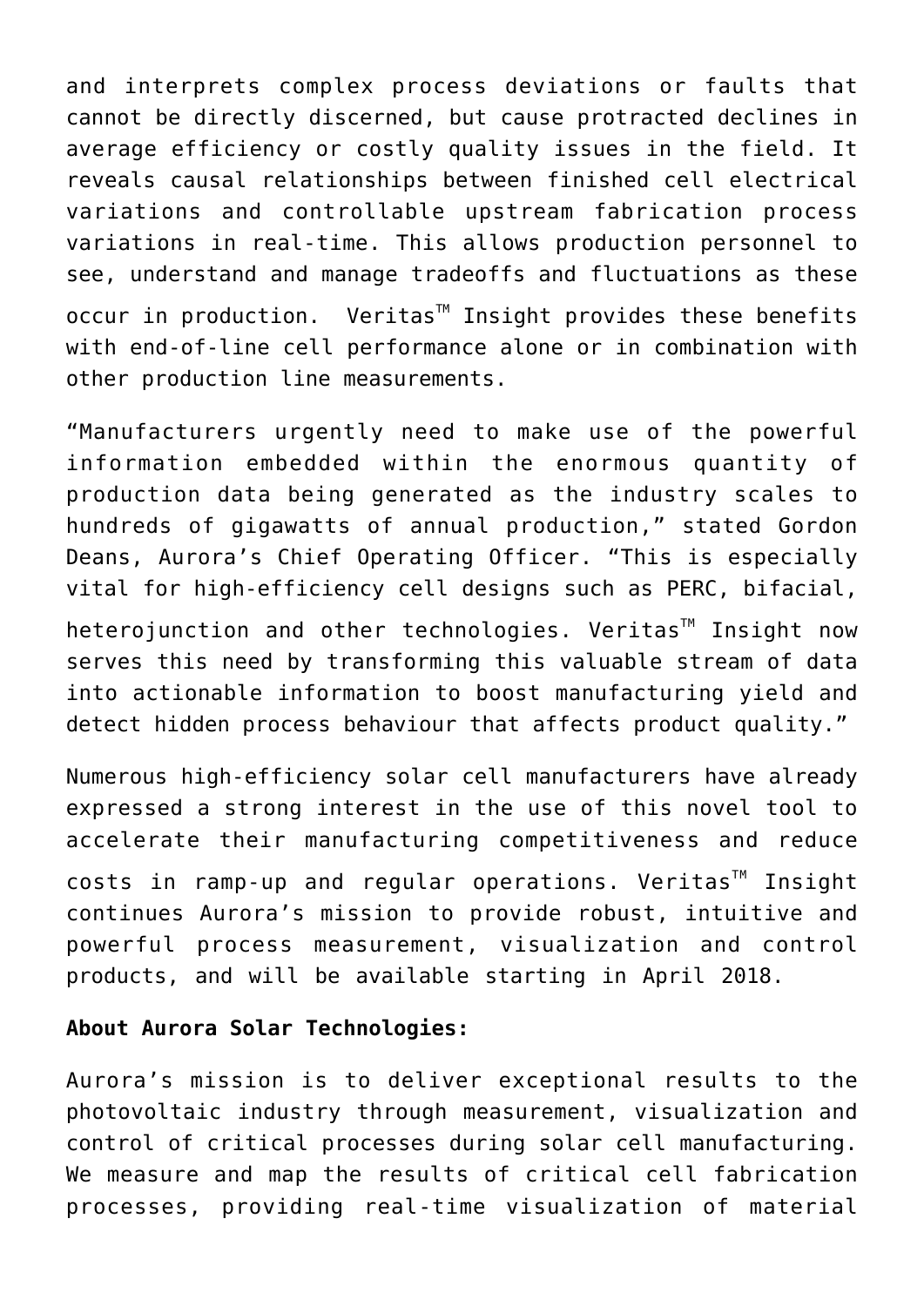and interprets complex process deviations or faults that cannot be directly discerned, but cause protracted declines in average efficiency or costly quality issues in the field. It reveals causal relationships between finished cell electrical variations and controllable upstream fabrication process variations in real-time. This allows production personnel to see, understand and manage tradeoffs and fluctuations as these occur in production. Veritas™ Insight provides these benefits with end-of-line cell performance alone or in combination with other production line measurements.

"Manufacturers urgently need to make use of the powerful information embedded within the enormous quantity of production data being generated as the industry scales to hundreds of gigawatts of annual production," stated Gordon Deans, Aurora's Chief Operating Officer. "This is especially vital for high-efficiency cell designs such as PERC, bifacial, heterojunction and other technologies. Veritas™ Insight now serves this need by transforming this valuable stream of data into actionable information to boost manufacturing yield and detect hidden process behaviour that affects product quality."

Numerous high-efficiency solar cell manufacturers have already expressed a strong interest in the use of this novel tool to accelerate their manufacturing competitiveness and reduce costs in ramp-up and regular operations. Veritas™ Insight continues Aurora's mission to provide robust, intuitive and powerful process measurement, visualization and control products, and will be available starting in April 2018.

**About Aurora Solar Technologies:**

Aurora's mission is to deliver exceptional results to the photovoltaic industry through measurement, visualization and control of critical processes during solar cell manufacturing. We measure and map the results of critical cell fabrication processes, providing real-time visualization of material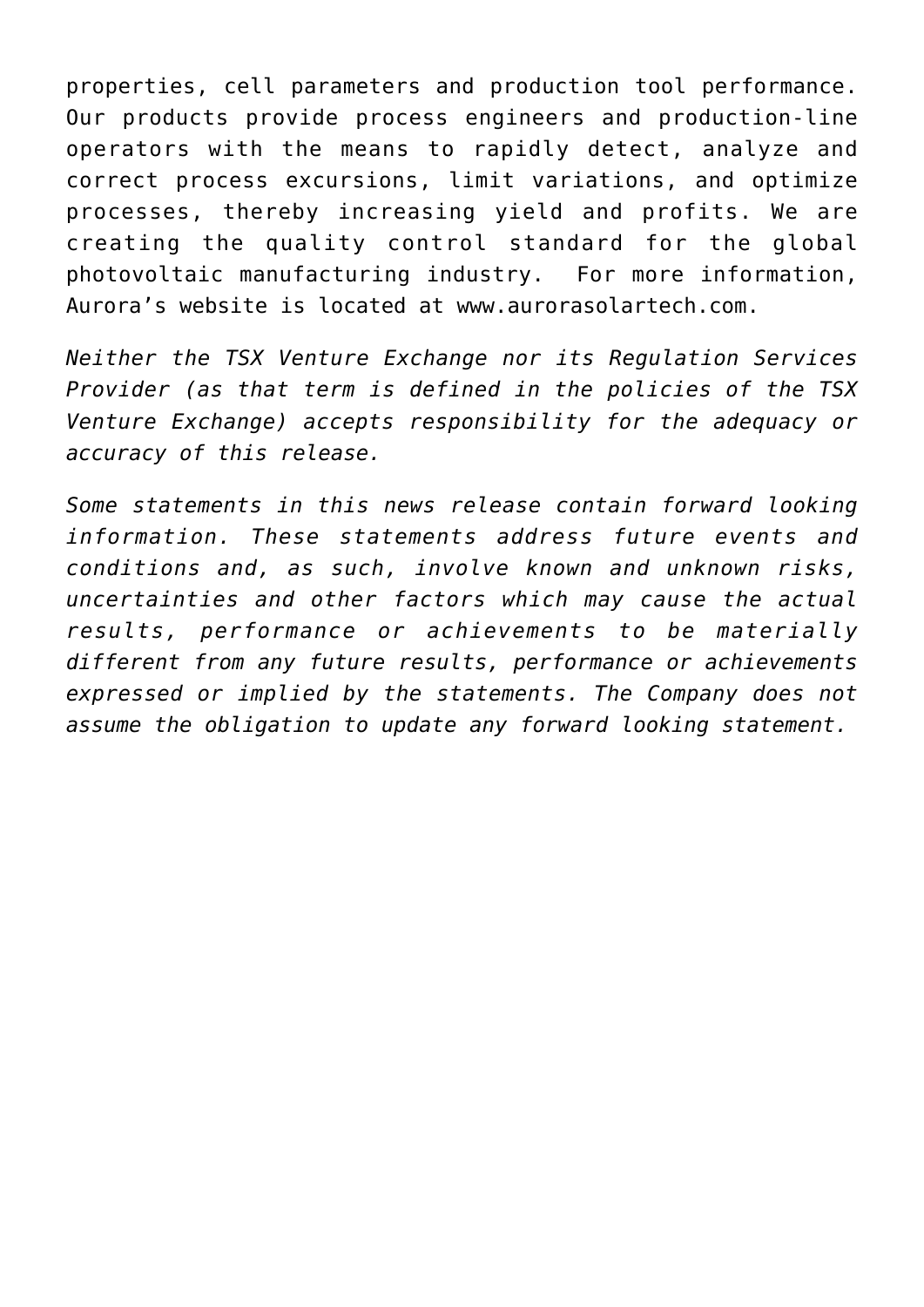properties, cell parameters and production tool performance. Our products provide process engineers and production-line operators with the means to rapidly detect, analyze and correct process excursions, limit variations, and optimize processes, thereby increasing yield and profits. We are creating the quality control standard for the global photovoltaic manufacturing industry. For more information, Aurora's website is located at www.aurorasolartech.com.

*Neither the TSX Venture Exchange nor its Regulation Services Provider (as that term is defined in the policies of the TSX Venture Exchange) accepts responsibility for the adequacy or accuracy of this release.*

*Some statements in this news release contain forward looking information. These statements address future events and conditions and, as such, involve known and unknown risks, uncertainties and other factors which may cause the actual results, performance or achievements to be materially different from any future results, performance or achievements expressed or implied by the statements. The Company does not assume the obligation to update any forward looking statement.*